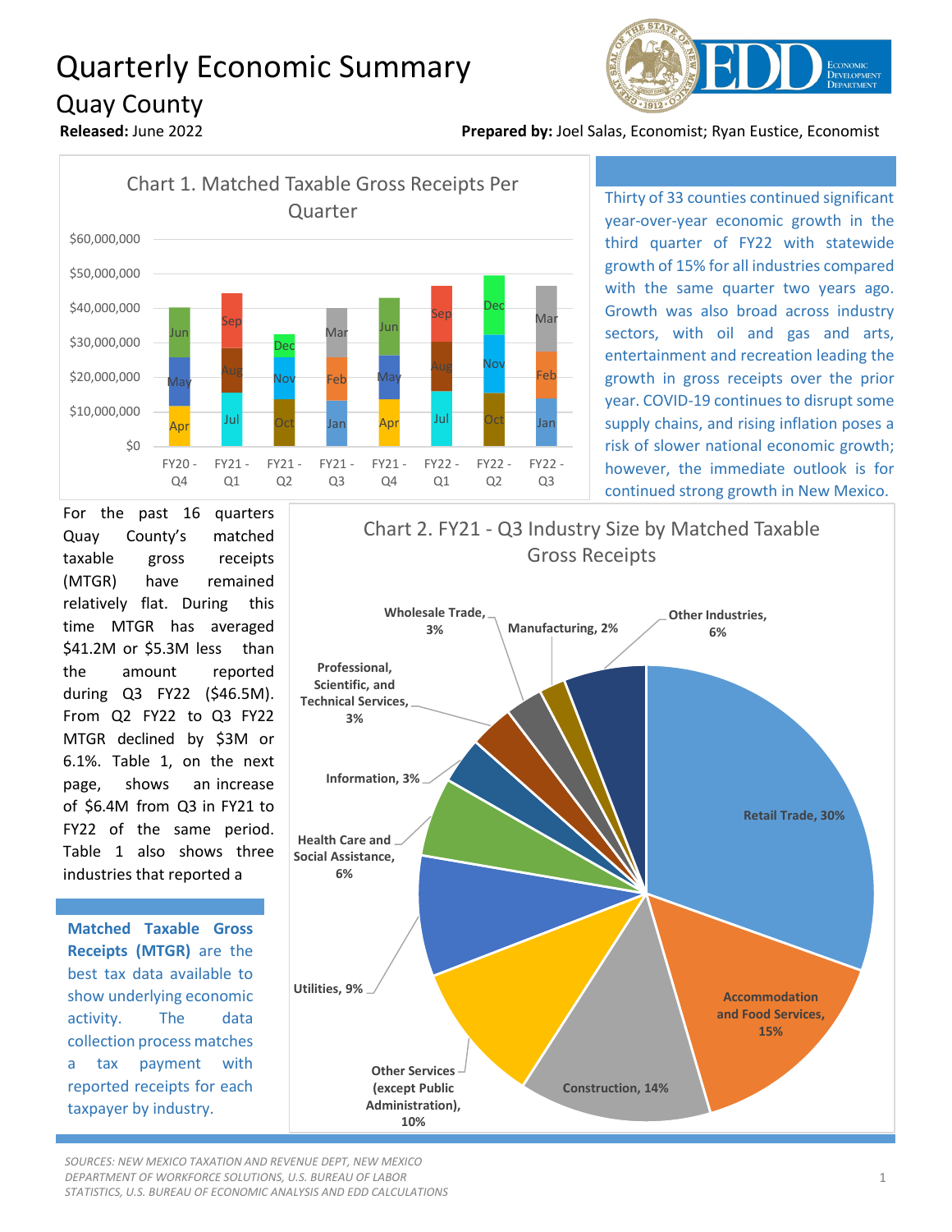# Quarterly Economic Summary

## Quay County

**Released:** June 2022

**Prepared by:** Joel Salas, Economist; Ryan Eustice, Economist

Chart 1. Matched Taxable Gross Receipts Per Quarter

| Quarter | Months |
|---|---|
| FY20 - Q4 | Apr, May, Jun |
| FY21 - Q1 | Jul, Aug, Sep |
| FY21 - Q2 | Oct, Nov, Dec |
| FY21 - Q3 | Jan, Feb, Mar |
| FY21 - Q4 | Apr, May, Jun |
| FY22 - Q1 | Jul, Aug, Sep |
| FY22 - Q2 | Oct, Nov, Dec |
| FY22 - Q3 | Jan, Feb, Mar |

Thirty of 33 counties continued significant year-over-year economic growth in the third quarter of FY22 with statewide growth of 15% for all industries compared with the same quarter two years ago. Growth was also broad across industry sectors, with oil and gas and arts, entertainment and recreation leading the growth in gross receipts over the prior year. COVID-19 continues to disrupt some supply chains, and rising inflation poses a risk of slower national economic growth; however, the immediate outlook is for continued strong growth in New Mexico.

For the past 16 quarters Quay County's matched taxable gross receipts (MTGR) have remained relatively flat. During this time MTGR has averaged $41.2M or $5.3M less than the amount reported during Q3 FY22 ($46.5M). From Q2 FY22 to Q3 FY22 MTGR declined by $3M or 6.1%. Table 1, on the next page, shows an increase of $6.4M from Q3 in FY21 to FY22 of the same period. Table 1 also shows three industries that reported a

**Matched Taxable Gross Receipts (MTGR)** are the best tax data available to show underlying economic activity. The data collection process matches a tax payment with reported receipts for each taxpayer by industry.

Chart 2. FY21 - Q3 Industry Size by Matched Taxable Gross Receipts

| Industry | Share |
|---|---|
| Retail Trade | 30% |
| Accommodation and Food Services | 15% |
| Construction | 14% |
| Other Services (except Public Administration) | 10% |
| Utilities | 9% |
| Health Care and Social Assistance | 6% |
| Information | 3% |
| Professional, Scientific, and Technical Services | 3% |
| Wholesale Trade | 3% |
| Manufacturing | 2% |
| Other Industries | 6% |

*SOURCES: NEW MEXICO TAXATION AND REVENUE DEPT, NEW MEXICO DEPARTMENT OF WORKFORCE SOLUTIONS, U.S. BUREAU OF LABOR STATISTICS, U.S. BUREAU OF ECONOMIC ANALYSIS AND EDD CALCULATIONS*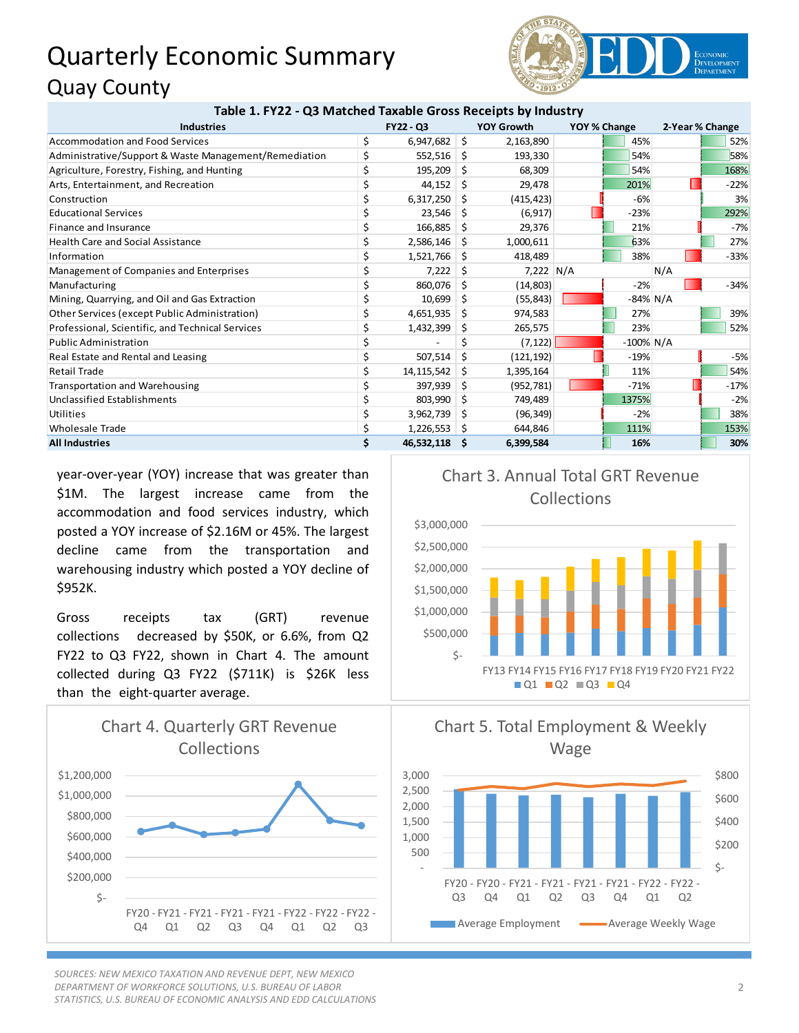# Quarterly Economic Summary

## Quay County

**Table 1. FY22 - Q3 Matched Taxable Gross Receipts by Industry**

| Industries | FY22 - Q3 | YOY Growth | YOY % Change | 2-Year % Change |
|---|---|---|---|---|
| Accommodation and Food Services | $ 6,947,682 | $ 2,163,890 | 45% | 52% |
| Administrative/Support & Waste Management/Remediation | $ 552,516 | $ 193,330 | 54% | 58% |
| Agriculture, Forestry, Fishing, and Hunting | $ 195,209 | $ 68,309 | 54% | 168% |
| Arts, Entertainment, and Recreation | $ 44,152 | $ 29,478 | 201% | -22% |
| Construction | $ 6,317,250 | $ (415,423) | -6% | 3% |
| Educational Services | $ 23,546 | $ (6,917) | -23% | 292% |
| Finance and Insurance | $ 166,885 | $ 29,376 | 21% | -7% |
| Health Care and Social Assistance | $ 2,586,146 | $ 1,000,611 | 63% | 27% |
| Information | $ 1,521,766 | $ 418,489 | 38% | -33% |
| Management of Companies and Enterprises | $ 7,222 | $ 7,222 | N/A | N/A |
| Manufacturing | $ 860,076 | $ (14,803) | -2% | -34% |
| Mining, Quarrying, and Oil and Gas Extraction | $ 10,699 | $ (55,843) | -84% | N/A |
| Other Services (except Public Administration) | $ 4,651,935 | $ 974,583 | 27% | 39% |
| Professional, Scientific, and Technical Services | $ 1,432,399 | $ 265,575 | 23% | 52% |
| Public Administration | $ - | $ (7,122) | -100% | N/A |
| Real Estate and Rental and Leasing | $ 507,514 | $ (121,192) | -19% | -5% |
| Retail Trade | $ 14,115,542 | $ 1,395,164 | 11% | 54% |
| Transportation and Warehousing | $ 397,939 | $ (952,781) | -71% | -17% |
| Unclassified Establishments | $ 803,990 | $ 749,489 | 1375% | -2% |
| Utilities | $ 3,962,739 | $ (96,349) | -2% | 38% |
| Wholesale Trade | $ 1,226,553 | $ 644,846 | 111% | 153% |
| **All Industries** | **$ 46,532,118** | **$ 6,399,584** | **16%** | **30%** |

year-over-year (YOY) increase that was greater than $1M. The largest increase came from the accommodation and food services industry, which posted a YOY increase of $2.16M or 45%. The largest decline came from the transportation and warehousing industry which posted a YOY decline of $952K.

Gross receipts tax (GRT) revenue collections decreased by $50K, or 6.6%, from Q2 FY22 to Q3 FY22, shown in Chart 4. The amount collected during Q3 FY22 ($711K) is $26K less than the eight-quarter average.

Chart 3. Annual Total GRT Revenue Collections

Chart 4. Quarterly GRT Revenue Collections

Chart 5. Total Employment & Weekly Wage

SOURCES: NEW MEXICO TAXATION AND REVENUE DEPT, NEW MEXICO DEPARTMENT OF WORKFORCE SOLUTIONS, U.S. BUREAU OF LABOR STATISTICS, U.S. BUREAU OF ECONOMIC ANALYSIS AND EDD CALCULATIONS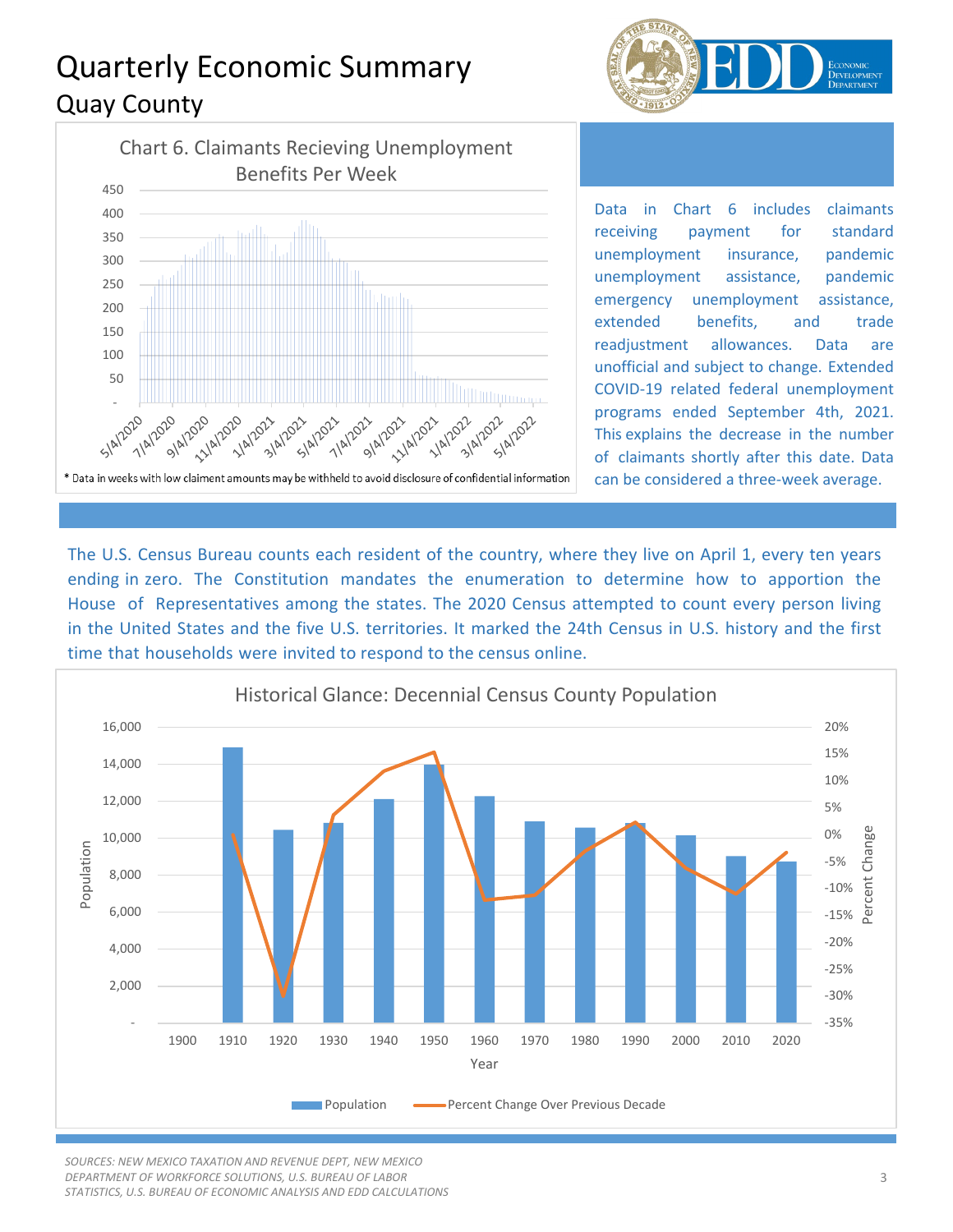# Quarterly Economic Summary

## Quay County

Chart 6. Claimants Recieving Unemployment Benefits Per Week

450
400
350
300
250
200
150
100
50
-

5/4/2020
7/4/2020
9/4/2020
11/4/2020
1/4/2021
3/4/2021
5/4/2021
7/4/2021
9/4/2021
11/4/2021
1/4/2022
3/4/2022
5/4/2022

\* Data in weeks with low claiment amounts may be withheld to avoid disclosure of confidential information

Data in Chart 6 includes claimants receiving payment for standard unemployment insurance, pandemic unemployment assistance, pandemic emergency unemployment assistance, extended benefits, and trade readjustment allowances. Data are unofficial and subject to change. Extended COVID-19 related federal unemployment programs ended September 4th, 2021. This explains the decrease in the number of claimants shortly after this date. Data can be considered a three-week average.

The U.S. Census Bureau counts each resident of the country, where they live on April 1, every ten years ending in zero. The Constitution mandates the enumeration to determine how to apportion the House of Representatives among the states. The 2020 Census attempted to count every person living in the United States and the five U.S. territories. It marked the 24th Census in U.S. history and the first time that households were invited to respond to the census online.

Historical Glance: Decennial Census County Population

Population
16,000
14,000
12,000
10,000
8,000
6,000
4,000
2,000
-

Percent Change
20%
15%
10%
5%
0%
-5%
-10%
-15%
-20%
-25%
-30%
-35%

Year
1900 1910 1920 1930 1940 1950 1960 1970 1980 1990 2000 2010 2020

Population
Percent Change Over Previous Decade

*SOURCES: NEW MEXICO TAXATION AND REVENUE DEPT, NEW MEXICO DEPARTMENT OF WORKFORCE SOLUTIONS, U.S. BUREAU OF LABOR STATISTICS, U.S. BUREAU OF ECONOMIC ANALYSIS AND EDD CALCULATIONS*